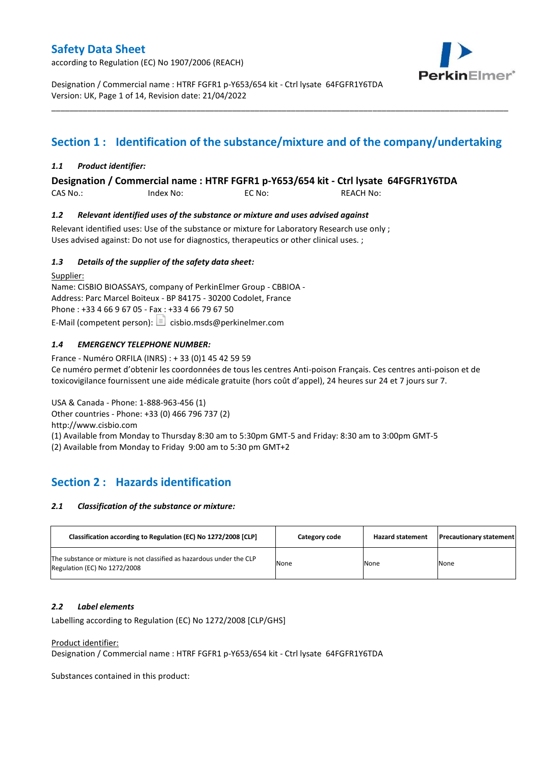# Safety Data Sheet

according to Regulation (EC) No 1907/2006 (REACH)

Designation / Commercial name : HTRF FGFR1 p-Y653/654 kit - Ctrl lysate 64FGFR1Y6TDA
Version: UK, Page 1 of 14, Revision date: 21/04/2022

## Section 1 : Identification of the substance/mixture and of the company/undertaking

### *1.1 Product identifier:*

**Designation / Commercial name : HTRF FGFR1 p-Y653/654 kit - Ctrl lysate 64FGFR1Y6TDA**

CAS No.: Index No: EC No: REACH No:

### *1.2 Relevant identified uses of the substance or mixture and uses advised against*

Relevant identified uses: Use of the substance or mixture for Laboratory Research use only ;
Uses advised against: Do not use for diagnostics, therapeutics or other clinical uses. ;

### *1.3 Details of the supplier of the safety data sheet:*

Supplier:
Name: CISBIO BIOASSAYS, company of PerkinElmer Group - CBBIOA -
Address: Parc Marcel Boiteux - BP 84175 - 30200 Codolet, France
Phone : +33 4 66 9 67 05 - Fax : +33 4 66 79 67 50
E-Mail (competent person): cisbio.msds@perkinelmer.com

### *1.4 EMERGENCY TELEPHONE NUMBER:*

France - Numéro ORFILA (INRS) : + 33 (0)1 45 42 59 59
Ce numéro permet d'obtenir les coordonnées de tous les centres Anti-poison Français. Ces centres anti-poison et de toxicovigilance fournissent une aide médicale gratuite (hors coût d'appel), 24 heures sur 24 et 7 jours sur 7.

USA & Canada - Phone: 1-888-963-456 (1)
Other countries - Phone: +33 (0) 466 796 737 (2)
http://www.cisbio.com
(1) Available from Monday to Thursday 8:30 am to 5:30pm GMT-5 and Friday: 8:30 am to 3:00pm GMT-5
(2) Available from Monday to Friday 9:00 am to 5:30 pm GMT+2

## Section 2 : Hazards identification

### *2.1 Classification of the substance or mixture:*

| Classification according to Regulation (EC) No 1272/2008 [CLP] | Category code | Hazard statement | Precautionary statement |
|---|---|---|---|
| The substance or mixture is not classified as hazardous under the CLP Regulation (EC) No 1272/2008 | None | None | None |

### *2.2 Label elements*

Labelling according to Regulation (EC) No 1272/2008 [CLP/GHS]

Product identifier:
Designation / Commercial name : HTRF FGFR1 p-Y653/654 kit - Ctrl lysate 64FGFR1Y6TDA

Substances contained in this product: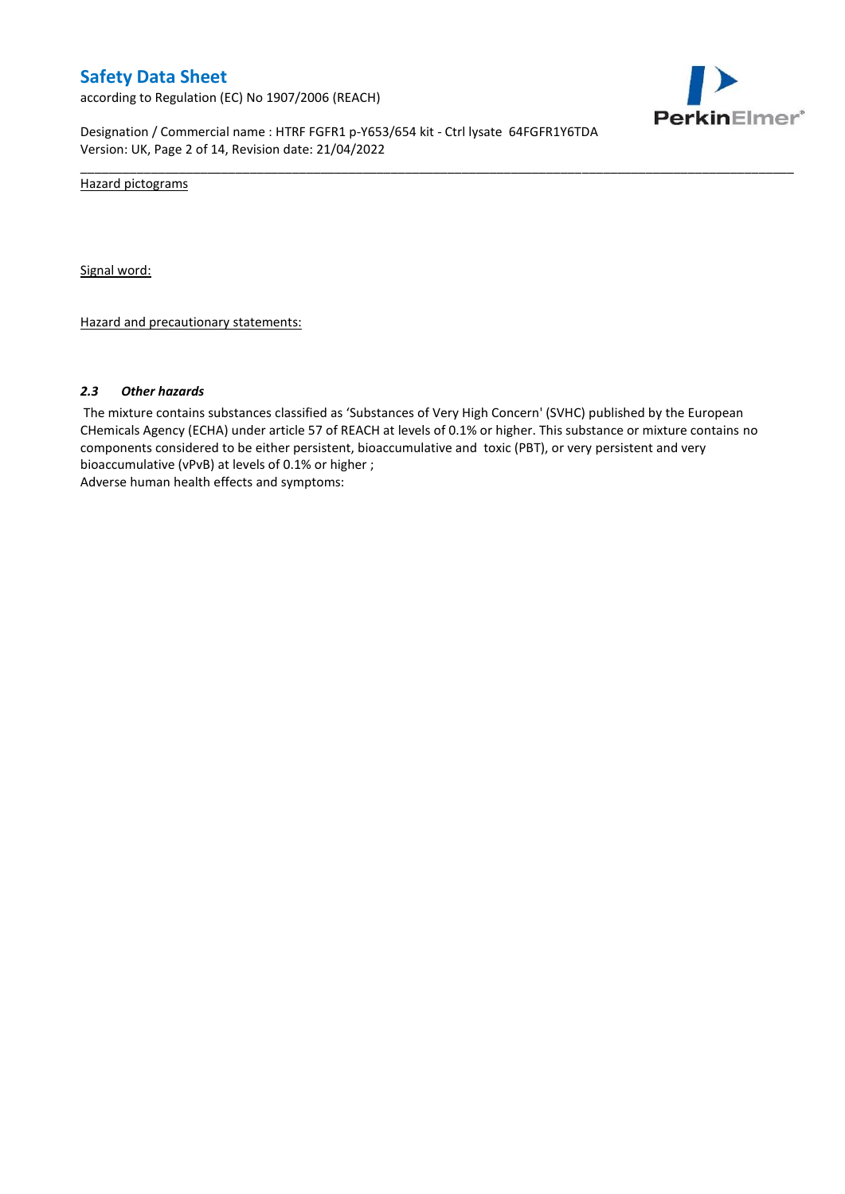Hazard pictograms

Signal word:

Hazard and precautionary statements:

### *2.3 Other hazards*

The mixture contains substances classified as 'Substances of Very High Concern' (SVHC) published by the European CHemicals Agency (ECHA) under article 57 of REACH at levels of 0.1% or higher. This substance or mixture contains no components considered to be either persistent, bioaccumulative and toxic (PBT), or very persistent and very bioaccumulative (vPvB) at levels of 0.1% or higher ;
Adverse human health effects and symptoms: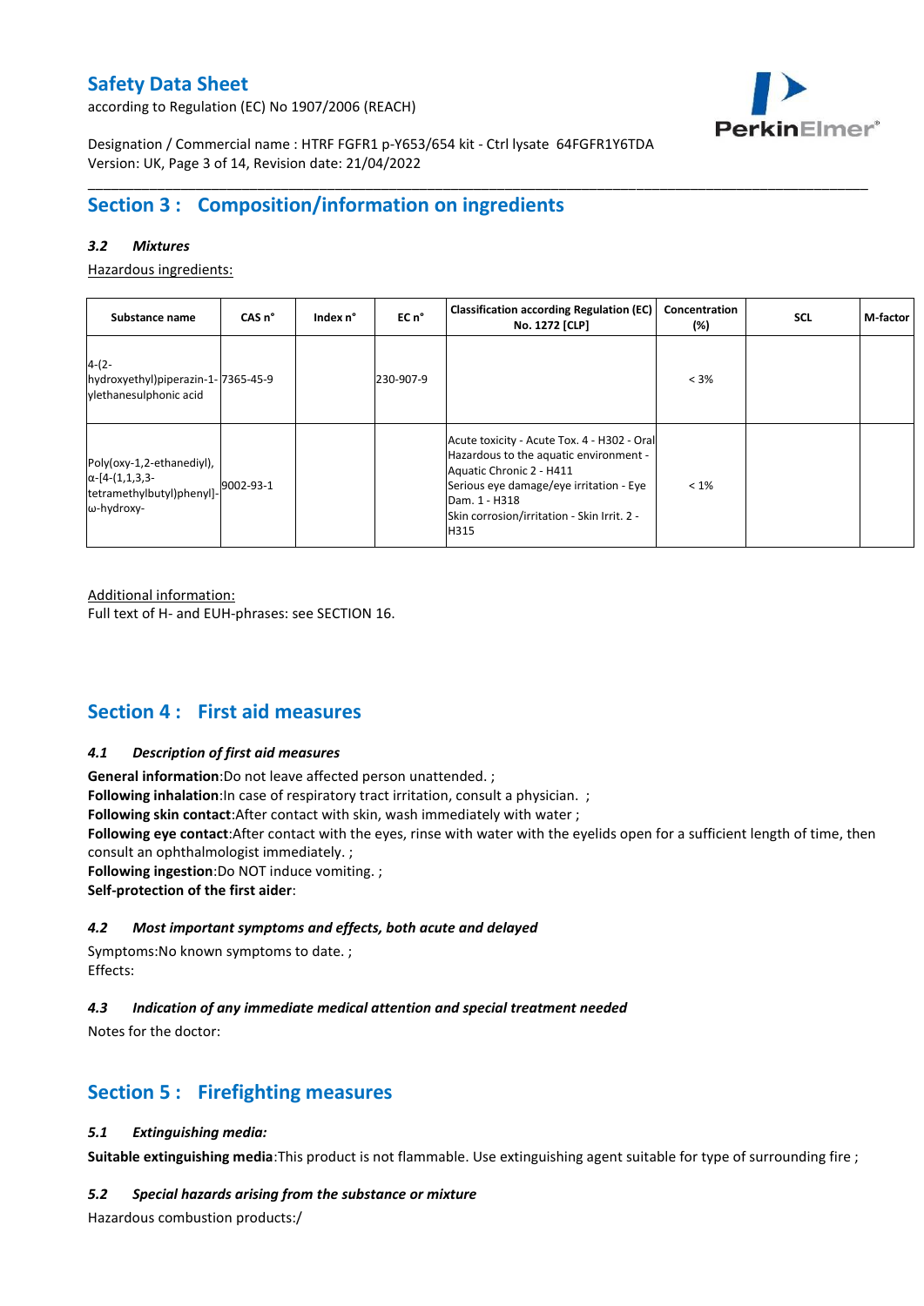## Section 3 : Composition/information on ingredients

### 3.2 Mixtures

Hazardous ingredients:

| Substance name | CAS n° | Index n° | EC n° | Classification according Regulation (EC) No. 1272 [CLP] | Concentration (%) | SCL | M-factor |
|---|---|---|---|---|---|---|---|
| 4-(2-hydroxyethyl)piperazin-1-ylethanesulphonic acid | 7365-45-9 | | 230-907-9 | | < 3% | | |
| Poly(oxy-1,2-ethanediyl), α-[4-(1,1,3,3-tetramethylbutyl)phenyl]-ω-hydroxy- | 9002-93-1 | | | Acute toxicity - Acute Tox. 4 - H302 - Oral<br>Hazardous to the aquatic environment - Aquatic Chronic 2 - H411<br>Serious eye damage/eye irritation - Eye Dam. 1 - H318<br>Skin corrosion/irritation - Skin Irrit. 2 - H315 | < 1% | | |

Additional information:
Full text of H- and EUH-phrases: see SECTION 16.

## Section 4 : First aid measures

### 4.1 Description of first aid measures

**General information**:Do not leave affected person unattended. ;
**Following inhalation**:In case of respiratory tract irritation, consult a physician. ;
**Following skin contact**:After contact with skin, wash immediately with water ;
**Following eye contact**:After contact with the eyes, rinse with water with the eyelids open for a sufficient length of time, then consult an ophthalmologist immediately. ;
**Following ingestion**:Do NOT induce vomiting. ;
**Self-protection of the first aider**:

### 4.2 Most important symptoms and effects, both acute and delayed

Symptoms:No known symptoms to date. ;
Effects:

### 4.3 Indication of any immediate medical attention and special treatment needed

Notes for the doctor:

## Section 5 : Firefighting measures

### 5.1 Extinguishing media:

**Suitable extinguishing media**:This product is not flammable. Use extinguishing agent suitable for type of surrounding fire ;

### 5.2 Special hazards arising from the substance or mixture

Hazardous combustion products:/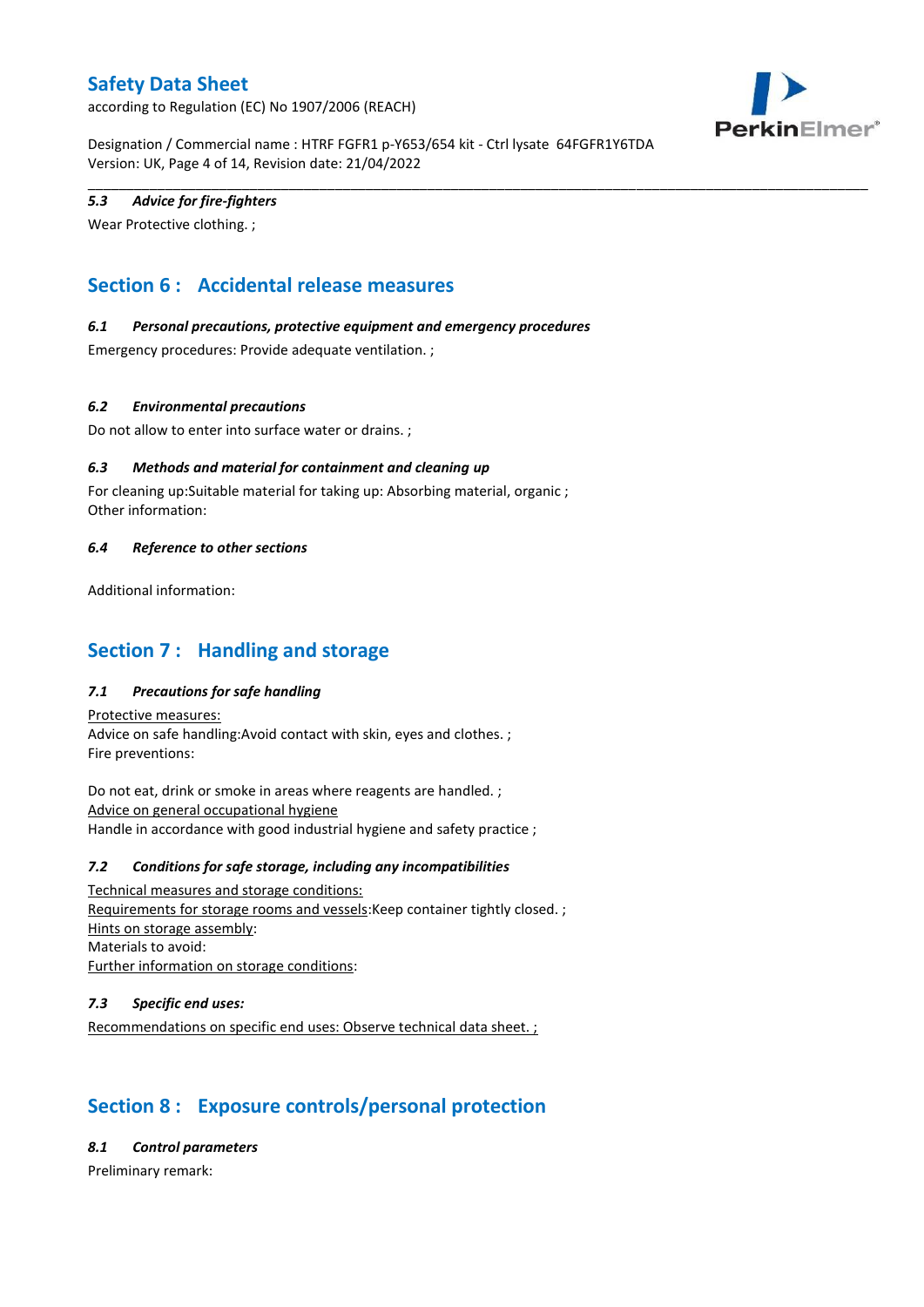### *5.3 Advice for fire-fighters*

Wear Protective clothing. ;

## Section 6 : Accidental release measures

### *6.1 Personal precautions, protective equipment and emergency procedures*

Emergency procedures: Provide adequate ventilation. ;

### *6.2 Environmental precautions*

Do not allow to enter into surface water or drains. ;

### *6.3 Methods and material for containment and cleaning up*

For cleaning up:Suitable material for taking up: Absorbing material, organic ;
Other information:

### *6.4 Reference to other sections*

Additional information:

## Section 7 : Handling and storage

### *7.1 Precautions for safe handling*

Protective measures:
Advice on safe handling:Avoid contact with skin, eyes and clothes. ;
Fire preventions:

Do not eat, drink or smoke in areas where reagents are handled. ;
Advice on general occupational hygiene
Handle in accordance with good industrial hygiene and safety practice ;

### *7.2 Conditions for safe storage, including any incompatibilities*

Technical measures and storage conditions:
Requirements for storage rooms and vessels:Keep container tightly closed. ;
Hints on storage assembly:
Materials to avoid:
Further information on storage conditions:

### *7.3 Specific end uses:*

Recommendations on specific end uses: Observe technical data sheet. ;

## Section 8 : Exposure controls/personal protection

### *8.1 Control parameters*

Preliminary remark: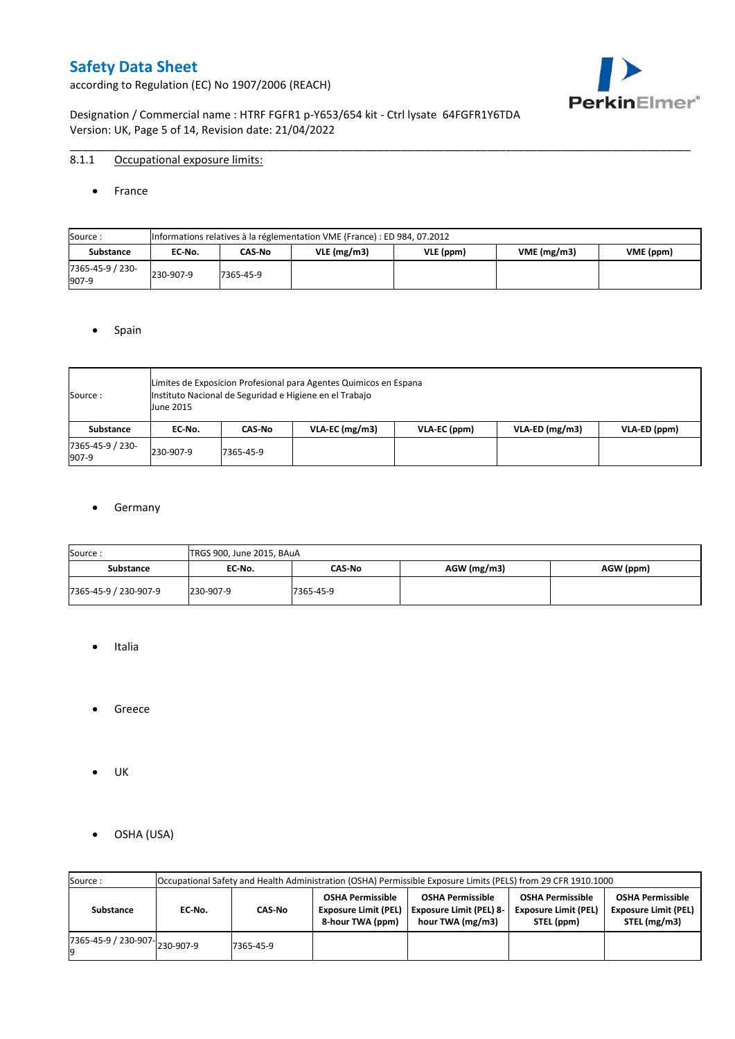### 8.1.1 Occupational exposure limits:

- France

| Source : | Informations relatives à la réglementation VME (France) : ED 984, 07.2012 | | | | | |
|---|---|---|---|---|---|---|
| **Substance** | **EC-No.** | **CAS-No** | **VLE (mg/m3)** | **VLE (ppm)** | **VME (mg/m3)** | **VME (ppm)** |
| 7365-45-9 / 230-907-9 | 230-907-9 | 7365-45-9 | | | | |

- Spain

| Source : | Limites de Exposicion Profesional para Agentes Quimicos en Espana<br>Instituto Nacional de Seguridad e Higiene en el Trabajo<br>June 2015 | | | | | |
|---|---|---|---|---|---|---|
| **Substance** | **EC-No.** | **CAS-No** | **VLA-EC (mg/m3)** | **VLA-EC (ppm)** | **VLA-ED (mg/m3)** | **VLA-ED (ppm)** |
| 7365-45-9 / 230-907-9 | 230-907-9 | 7365-45-9 | | | | |

- Germany

| Source : | TRGS 900, June 2015, BAuA | | | |
|---|---|---|---|---|
| **Substance** | **EC-No.** | **CAS-No** | **AGW (mg/m3)** | **AGW (ppm)** |
| 7365-45-9 / 230-907-9 | 230-907-9 | 7365-45-9 | | |

- Italia

- Greece

- UK

- OSHA (USA)

| Source : | Occupational Safety and Health Administration (OSHA) Permissible Exposure Limits (PELS) from 29 CFR 1910.1000 | | | | | |
|---|---|---|---|---|---|---|
| **Substance** | **EC-No.** | **CAS-No** | **OSHA Permissible Exposure Limit (PEL) 8-hour TWA (ppm)** | **OSHA Permissible Exposure Limit (PEL) 8-hour TWA (mg/m3)** | **OSHA Permissible Exposure Limit (PEL) STEL (ppm)** | **OSHA Permissible Exposure Limit (PEL) STEL (mg/m3)** |
| 7365-45-9 / 230-907-9 | 230-907-9 | 7365-45-9 | | | | |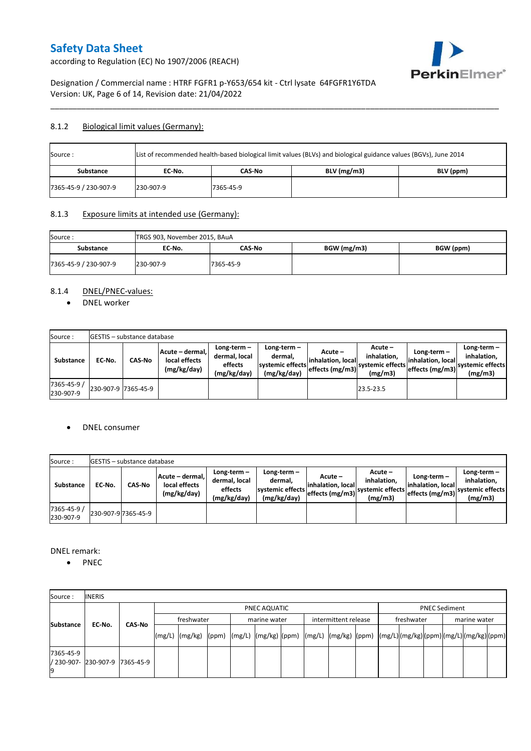# Safety Data Sheet

according to Regulation (EC) No 1907/2006 (REACH)

Designation / Commercial name : HTRF FGFR1 p-Y653/654 kit - Ctrl lysate 64FGFR1Y6TDA
Version: UK, Page 6 of 14, Revision date: 21/04/2022

### 8.1.2 Biological limit values (Germany):

| Source : | List of recommended health-based biological limit values (BLVs) and biological guidance values (BGVs), June 2014 | | | |
|---|---|---|---|---|
| **Substance** | **EC-No.** | **CAS-No** | **BLV (mg/m3)** | **BLV (ppm)** |
| 7365-45-9 / 230-907-9 | 230-907-9 | 7365-45-9 | | |

### 8.1.3 Exposure limits at intended use (Germany):

| Source : | TRGS 903, November 2015, BAuA | | | |
|---|---|---|---|---|
| **Substance** | **EC-No.** | **CAS-No** | **BGW (mg/m3)** | **BGW (ppm)** |
| 7365-45-9 / 230-907-9 | 230-907-9 | 7365-45-9 | | |

### 8.1.4 DNEL/PNEC-values:

- DNEL worker

| Source : | GESTIS – substance database | | | | | | | | |
|---|---|---|---|---|---|---|---|---|---|
| **Substance** | **EC-No.** | **CAS-No** | **Acute – dermal, local effects (mg/kg/day)** | **Long-term – dermal, local effects (mg/kg/day)** | **Long-term – dermal, systemic effects (mg/kg/day)** | **Acute – inhalation, local effects (mg/m3)** | **Acute – inhalation, systemic effects (mg/m3)** | **Long-term – inhalation, local effects (mg/m3)** | **Long-term – inhalation, systemic effects (mg/m3)** |
| 7365-45-9 / 230-907-9 | 230-907-9 | 7365-45-9 | | | | | 23.5-23.5 | | |

- DNEL consumer

| Source : | GESTIS – substance database | | | | | | | | |
|---|---|---|---|---|---|---|---|---|---|
| **Substance** | **EC-No.** | **CAS-No** | **Acute – dermal, local effects (mg/kg/day)** | **Long-term – dermal, local effects (mg/kg/day)** | **Long-term – dermal, systemic effects (mg/kg/day)** | **Acute – inhalation, local effects (mg/m3)** | **Acute – inhalation, systemic effects (mg/m3)** | **Long-term – inhalation, local effects (mg/m3)** | **Long-term – inhalation, systemic effects (mg/m3)** |
| 7365-45-9 / 230-907-9 | 230-907-9 | 7365-45-9 | | | | | | | |

DNEL remark:

- PNEC

| Source : | INERIS | | | | | | | | | | | | | | | | | |
|---|---|---|---|---|---|---|---|---|---|---|---|---|---|---|---|---|---|---|
| **Substance** | **EC-No.** | **CAS-No** | PNEC AQUATIC | | | | | | | | | PNEC Sediment | | | | | |
| | | | freshwater | | | marine water | | | intermittent release | | | freshwater | | | marine water | | |
| | | | (mg/L) | (mg/kg) | (ppm) | (mg/L) | (mg/kg) | (ppm) | (mg/L) | (mg/kg) | (ppm) | (mg/L) | (mg/kg) | (ppm) | (mg/L) | (mg/kg) | (ppm) |
| 7365-45-9 / 230-907-9 | 230-907-9 | 7365-45-9 | | | | | | | | | | | | | | | |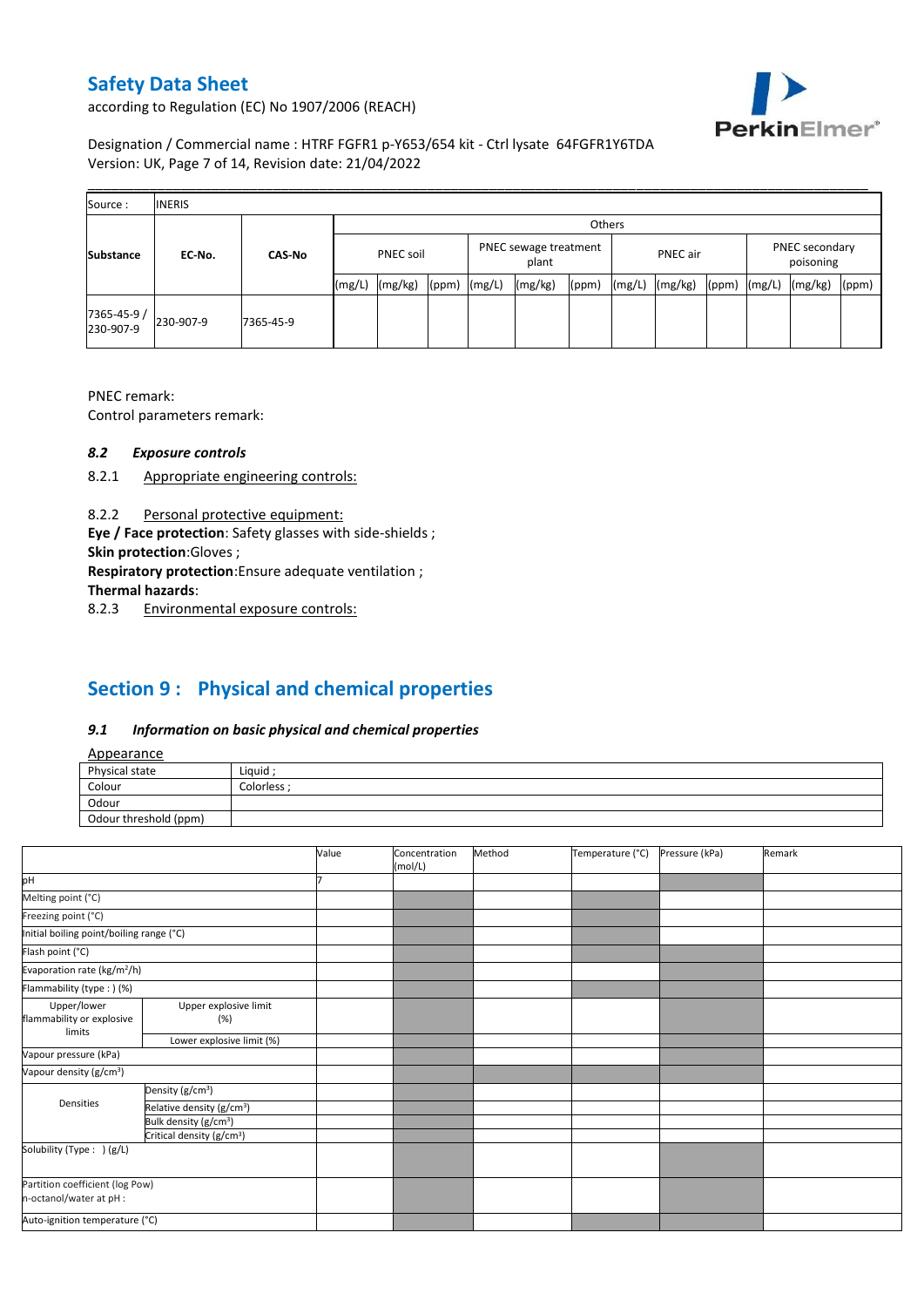| Source : | INERIS | | | | | | | | | | | | | | |
|---|---|---|---|---|---|---|---|---|---|---|---|---|---|---|---|
| Substance | EC-No. | CAS-No | Others | | | | | | | | | | | | |
| | | | PNEC soil | | | PNEC sewage treatment plant | | | PNEC air | | | PNEC secondary poisoning | | | |
| | | | (mg/L) | (mg/kg) | (ppm) | (mg/L) | (mg/kg) | (ppm) | (mg/L) | (mg/kg) | (ppm) | (mg/L) | (mg/kg) | (ppm) | |
| 7365-45-9 / 230-907-9 | 230-907-9 | 7365-45-9 | | | | | | | | | | | | | |

PNEC remark:
Control parameters remark:

### *8.2 Exposure controls*

8.2.1 Appropriate engineering controls:

8.2.2 Personal protective equipment:

**Eye / Face protection**: Safety glasses with side-shields ;
**Skin protection**:Gloves ;
**Respiratory protection**:Ensure adequate ventilation ;
**Thermal hazards**:

8.2.3 Environmental exposure controls:

## Section 9 : Physical and chemical properties

### *9.1 Information on basic physical and chemical properties*

Appearance

| Physical state | Liquid ; |
|---|---|
| Colour | Colorless ; |
| Odour | |
| Odour threshold (ppm) | |

| | | Value | Concentration (mol/L) | Method | Temperature (°C) | Pressure (kPa) | Remark |
|---|---|---|---|---|---|---|---|
| pH | | 7 | | | | | |
| Melting point (°C) | | | | | | | |
| Freezing point (°C) | | | | | | | |
| Initial boiling point/boiling range (°C) | | | | | | | |
| Flash point (°C) | | | | | | | |
| Evaporation rate (kg/m²/h) | | | | | | | |
| Flammability (type : ) (%) | | | | | | | |
| Upper/lower flammability or explosive limits | Upper explosive limit (%) | | | | | | |
| | Lower explosive limit (%) | | | | | | |
| Vapour pressure (kPa) | | | | | | | |
| Vapour density (g/cm³) | | | | | | | |
| Densities | Density (g/cm³) | | | | | | |
| | Relative density (g/cm³) | | | | | | |
| | Bulk density (g/cm³) | | | | | | |
| | Critical density (g/cm³) | | | | | | |
| Solubility (Type : ) (g/L) | | | | | | | |
| Partition coefficient (log Pow) n-octanol/water at pH : | | | | | | | |
| Auto-ignition temperature (°C) | | | | | | | |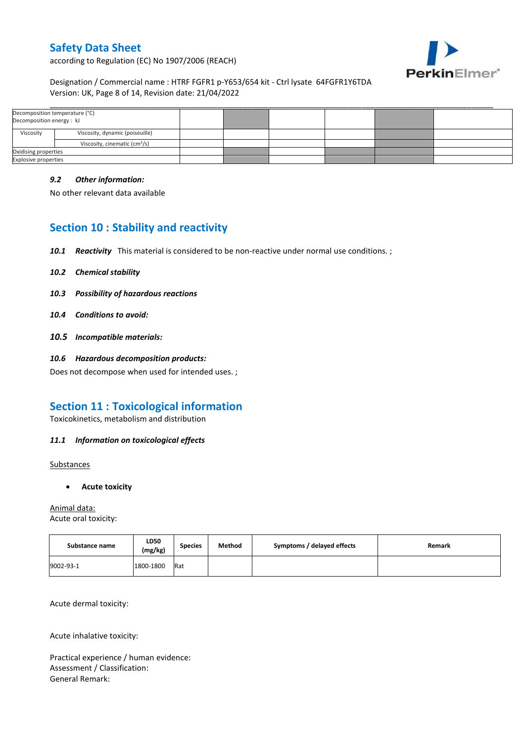| Decomposition temperature (°C)<br>Decomposition energy : kJ | | | | | | | |
|---|---|---|---|---|---|---|---|
| Viscosity | Viscosity, dynamic (poiseuille) | | | | | | |
| | Viscosity, cinematic ($cm^3$/s) | | | | | | |
| Oxidising properties | | | | | | | |
| Explosive properties | | | | | | | |

#### *9.2 Other information:*

No other relevant data available

## Section 10 : Stability and reactivity

***10.1 Reactivity*** This material is considered to be non-reactive under normal use conditions. ;

***10.2 Chemical stability***

***10.3 Possibility of hazardous reactions***

***10.4 Conditions to avoid:***

***10.5 Incompatible materials:***

***10.6 Hazardous decomposition products:***

Does not decompose when used for intended uses. ;

## Section 11 : Toxicological information

Toxicokinetics, metabolism and distribution

#### *11.1 Information on toxicological effects*

Substances

- **Acute toxicity**

Animal data:
Acute oral toxicity:

| Substance name | LD50 (mg/kg) | Species | Method | Symptoms / delayed effects | Remark |
|---|---|---|---|---|---|
| 9002-93-1 | 1800-1800 | Rat | | | |

Acute dermal toxicity:

Acute inhalative toxicity:

Practical experience / human evidence:
Assessment / Classification:
General Remark: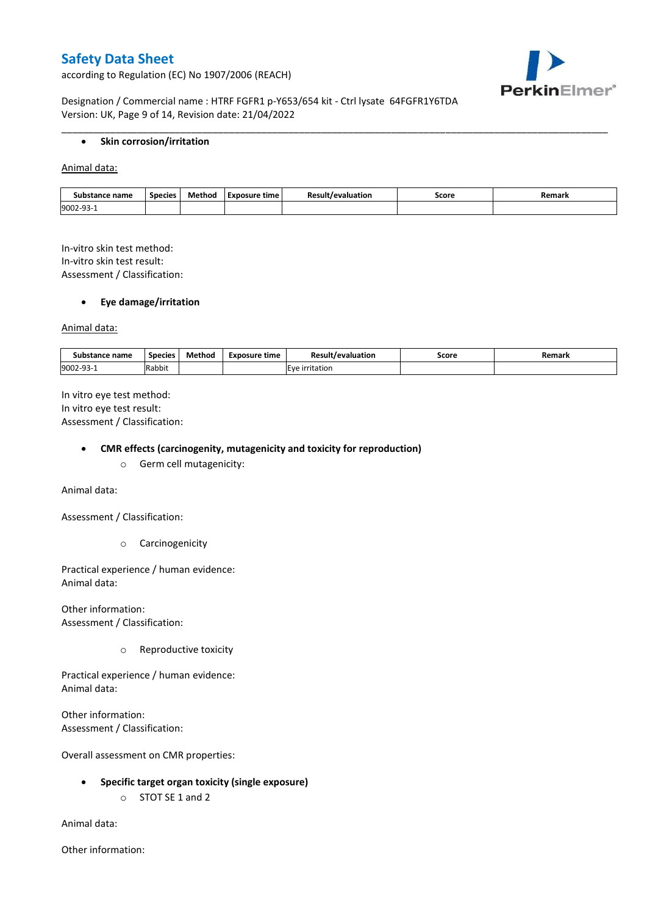- **Skin corrosion/irritation**

Animal data:

| Substance name | Species | Method | Exposure time | Result/evaluation | Score | Remark |
|---|---|---|---|---|---|---|
| 9002-93-1 | | | | | | |

In-vitro skin test method:
In-vitro skin test result:
Assessment / Classification:

- **Eye damage/irritation**

Animal data:

| Substance name | Species | Method | Exposure time | Result/evaluation | Score | Remark |
|---|---|---|---|---|---|---|
| 9002-93-1 | Rabbit | | | Eye irritation | | |

In vitro eye test method:
In vitro eye test result:
Assessment / Classification:

- **CMR effects (carcinogenity, mutagenicity and toxicity for reproduction)**
  - Germ cell mutagenicity:

Animal data:

Assessment / Classification:

  - Carcinogenicity

Practical experience / human evidence:
Animal data:

Other information:
Assessment / Classification:

  - Reproductive toxicity

Practical experience / human evidence:
Animal data:

Other information:
Assessment / Classification:

Overall assessment on CMR properties:

- **Specific target organ toxicity (single exposure)**
  - STOT SE 1 and 2

Animal data:

Other information: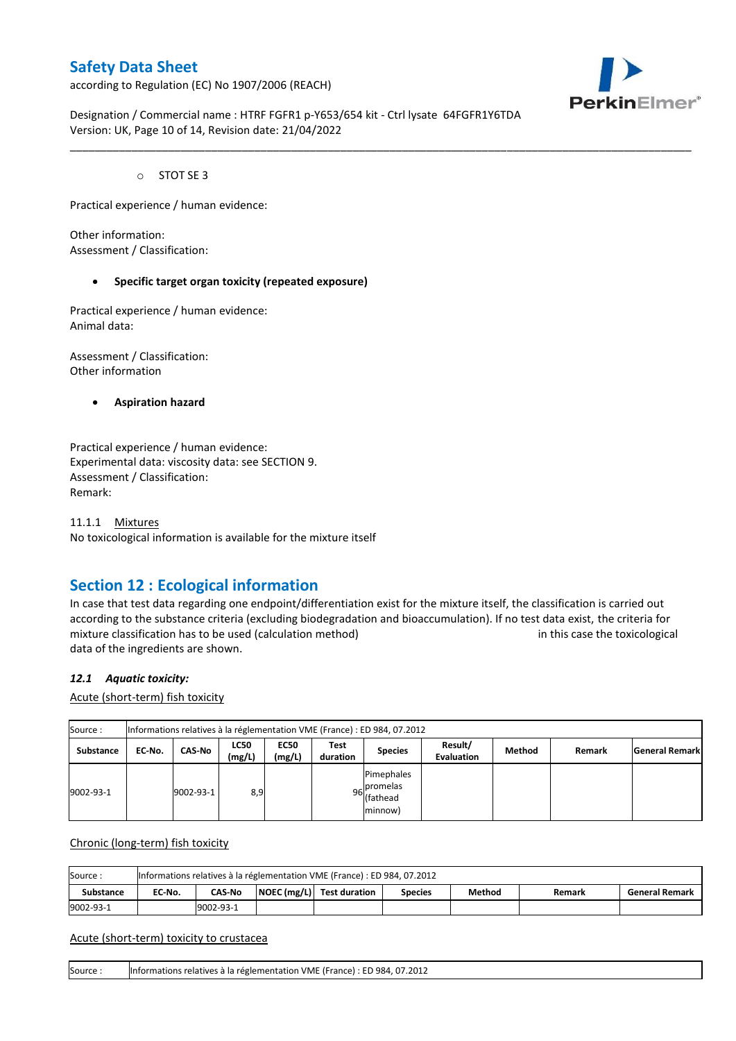- STOT SE 3

Practical experience / human evidence:

Other information:
Assessment / Classification:

- **Specific target organ toxicity (repeated exposure)**

Practical experience / human evidence:
Animal data:

Assessment / Classification:
Other information

- **Aspiration hazard**

Practical experience / human evidence:
Experimental data: viscosity data: see SECTION 9.
Assessment / Classification:
Remark:

11.1.1 Mixtures
No toxicological information is available for the mixture itself

## Section 12 : Ecological information

In case that test data regarding one endpoint/differentiation exist for the mixture itself, the classification is carried out according to the substance criteria (excluding biodegradation and bioaccumulation). If no test data exist, the criteria for mixture classification has to be used (calculation method) in this case the toxicological data of the ingredients are shown.

### *12.1 Aquatic toxicity:*

Acute (short-term) fish toxicity

| Source : | Informations relatives à la réglementation VME (France) : ED 984, 07.2012 | | | | | | | | | |
|---|---|---|---|---|---|---|---|---|---|---|
| **Substance** | **EC-No.** | **CAS-No** | **LC50 (mg/L)** | **EC50 (mg/L)** | **Test duration** | **Species** | **Result/ Evaluation** | **Method** | **Remark** | **General Remark** |
| 9002-93-1 | | 9002-93-1 | 8,9 | | 96 | Pimephales promelas (fathead minnow) | | | | |

Chronic (long-term) fish toxicity

| Source : | Informations relatives à la réglementation VME (France) : ED 984, 07.2012 | | | | | | | |
|---|---|---|---|---|---|---|---|---|
| **Substance** | **EC-No.** | **CAS-No** | **NOEC (mg/L)** | **Test duration** | **Species** | **Method** | **Remark** | **General Remark** |
| 9002-93-1 | | 9002-93-1 | | | | | | |

Acute (short-term) toxicity to crustacea

| Source : | Informations relatives à la réglementation VME (France) : ED 984, 07.2012 |
|---|---|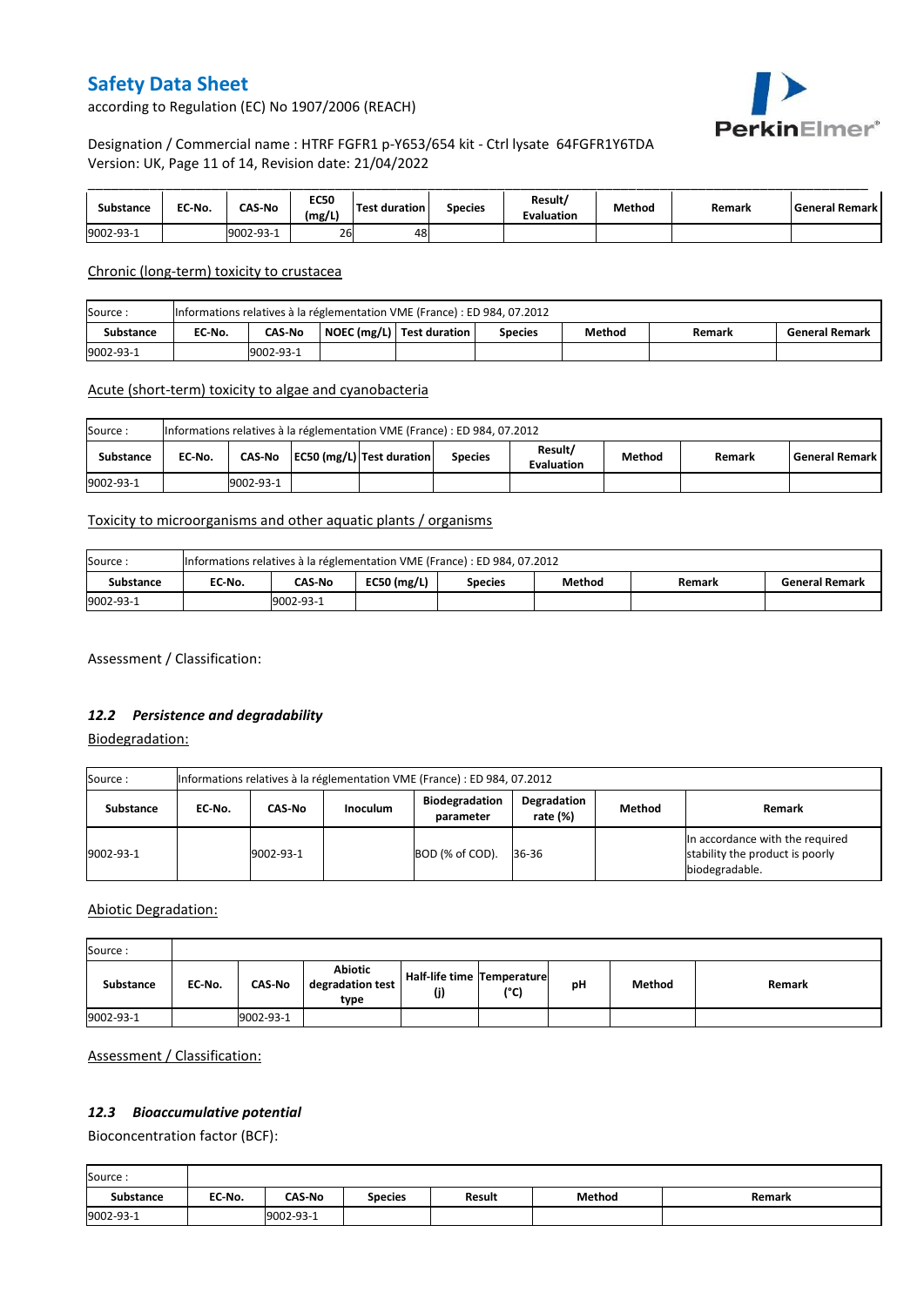| Substance | EC-No. | CAS-No | EC50 (mg/L) | Test duration | Species | Result/ Evaluation | Method | Remark | General Remark |
|---|---|---|---|---|---|---|---|---|---|
| 9002-93-1 | | 9002-93-1 | 26 | 48 | | | | | |

Chronic (long-term) toxicity to crustacea

| Source : | Informations relatives à la réglementation VME (France) : ED 984, 07.2012 | | | | | | | |
|---|---|---|---|---|---|---|---|---|
| Substance | EC-No. | CAS-No | NOEC (mg/L) | Test duration | Species | Method | Remark | General Remark |
| 9002-93-1 | | 9002-93-1 | | | | | | |

Acute (short-term) toxicity to algae and cyanobacteria

| Source : | Informations relatives à la réglementation VME (France) : ED 984, 07.2012 | | | | | | | | |
|---|---|---|---|---|---|---|---|---|---|
| Substance | EC-No. | CAS-No | EC50 (mg/L) | Test duration | Species | Result/ Evaluation | Method | Remark | General Remark |
| 9002-93-1 | | 9002-93-1 | | | | | | | |

Toxicity to microorganisms and other aquatic plants / organisms

| Source : | Informations relatives à la réglementation VME (France) : ED 984, 07.2012 | | | | | | |
|---|---|---|---|---|---|---|---|
| Substance | EC-No. | CAS-No | EC50 (mg/L) | Species | Method | Remark | General Remark |
| 9002-93-1 | | 9002-93-1 | | | | | |

Assessment / Classification:

### *12.2 Persistence and degradability*

Biodegradation:

| Source : | Informations relatives à la réglementation VME (France) : ED 984, 07.2012 | | | | | | |
|---|---|---|---|---|---|---|---|
| Substance | EC-No. | CAS-No | Inoculum | Biodegradation parameter | Degradation rate (%) | Method | Remark |
| 9002-93-1 | | 9002-93-1 | | BOD (% of COD). | 36-36 | | In accordance with the required stability the product is poorly biodegradable. |

Abiotic Degradation:

| Source : | | | | | | | | |
|---|---|---|---|---|---|---|---|---|
| Substance | EC-No. | CAS-No | Abiotic degradation test type | Half-life time (j) | Temperature (°C) | pH | Method | Remark |
| 9002-93-1 | | 9002-93-1 | | | | | | |

Assessment / Classification:

### *12.3 Bioaccumulative potential*

Bioconcentration factor (BCF):

| Source : | | | | | | |
|---|---|---|---|---|---|---|
| Substance | EC-No. | CAS-No | Species | Result | Method | Remark |
| 9002-93-1 | | 9002-93-1 | | | | |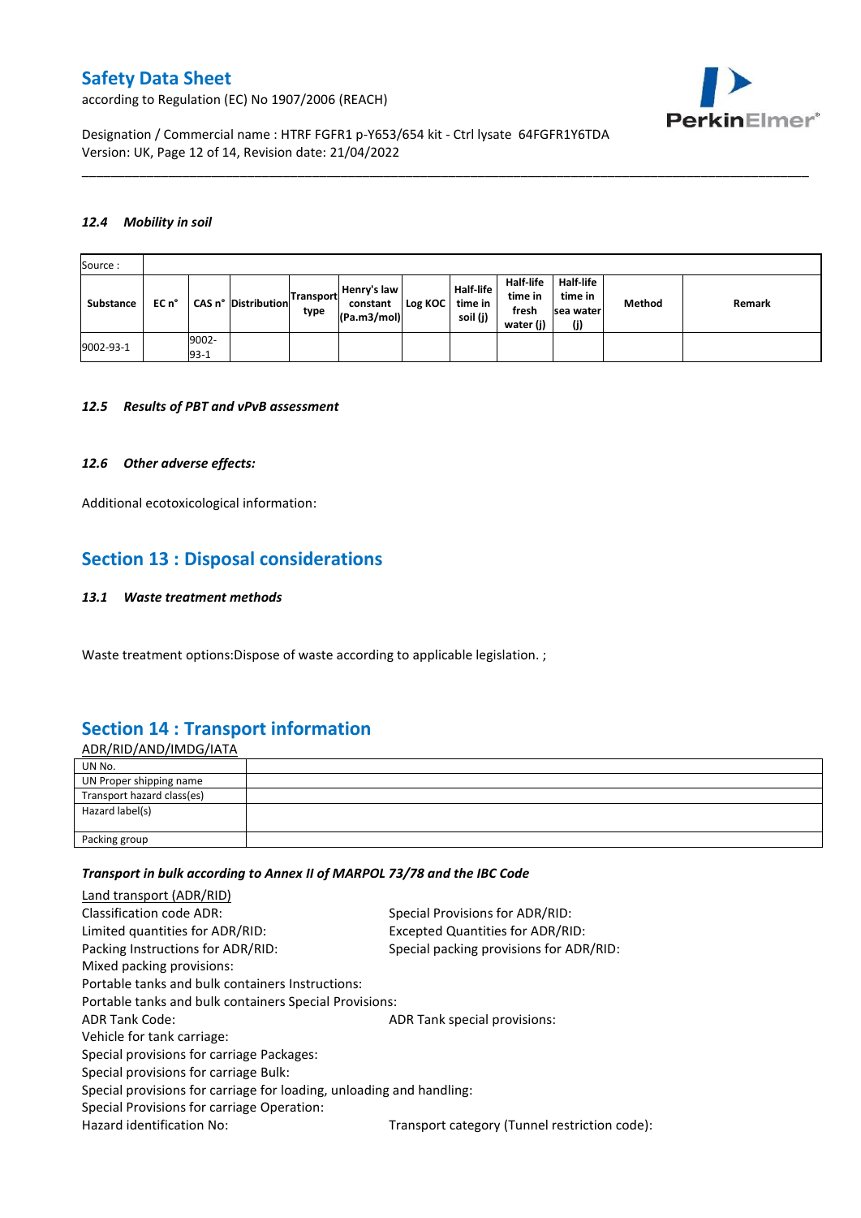### 12.4 Mobility in soil

| Source : | | | | | | | | | | | |
|---|---|---|---|---|---|---|---|---|---|---|---|
| Substance | EC n° | CAS n° | Distribution | Transport type | Henry's law constant (Pa.m3/mol) | Log KOC | Half-life time in soil (j) | Half-life time in fresh water (j) | Half-life time in sea water (j) | Method | Remark |
| 9002-93-1 | | 9002-93-1 | | | | | | | | | |

### 12.5 Results of PBT and vPvB assessment

### 12.6 Other adverse effects:

Additional ecotoxicological information:

## Section 13 : Disposal considerations

### 13.1 Waste treatment methods

Waste treatment options:Dispose of waste according to applicable legislation. ;

## Section 14 : Transport information

ADR/RID/AND/IMDG/IATA

| UN No. | |
|---|---|
| UN Proper shipping name | |
| Transport hazard class(es) | |
| Hazard label(s) | |
| Packing group | |

*Transport in bulk according to Annex II of MARPOL 73/78 and the IBC Code*

Land transport (ADR/RID)

Classification code ADR:
Special Provisions for ADR/RID:
Limited quantities for ADR/RID:
Excepted Quantities for ADR/RID:
Packing Instructions for ADR/RID:
Special packing provisions for ADR/RID:
Mixed packing provisions:
Portable tanks and bulk containers Instructions:
Portable tanks and bulk containers Special Provisions:
ADR Tank Code:
ADR Tank special provisions:
Vehicle for tank carriage:
Special provisions for carriage Packages:
Special provisions for carriage Bulk:
Special provisions for carriage for loading, unloading and handling:
Special Provisions for carriage Operation:
Hazard identification No:
Transport category (Tunnel restriction code):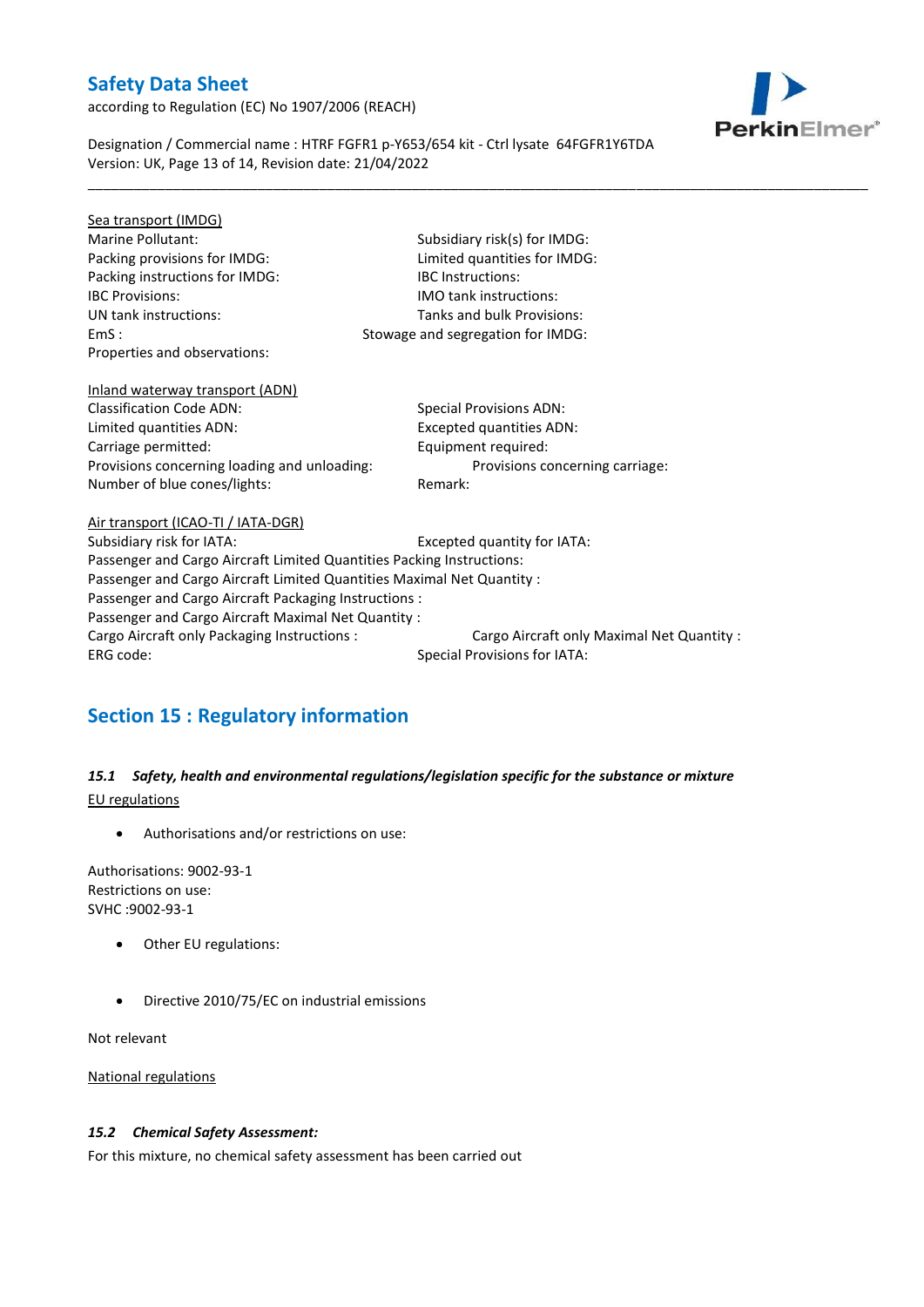Sea transport (IMDG)

Marine Pollutant:

Subsidiary risk(s) for IMDG:

Packing provisions for IMDG:

Limited quantities for IMDG:

Packing instructions for IMDG:

IBC Instructions:

IBC Provisions:

IMO tank instructions:

UN tank instructions:

Tanks and bulk Provisions:

EmS :

Stowage and segregation for IMDG:

Properties and observations:

Inland waterway transport (ADN)

Classification Code ADN:

Special Provisions ADN:

Limited quantities ADN:

Excepted quantities ADN:

Carriage permitted:

Equipment required:

Provisions concerning loading and unloading:

Provisions concerning carriage:

Number of blue cones/lights:

Remark:

Air transport (ICAO-TI / IATA-DGR)

Subsidiary risk for IATA:

Excepted quantity for IATA:

Passenger and Cargo Aircraft Limited Quantities Packing Instructions:

Passenger and Cargo Aircraft Limited Quantities Maximal Net Quantity :

Passenger and Cargo Aircraft Packaging Instructions :

Passenger and Cargo Aircraft Maximal Net Quantity :

Cargo Aircraft only Packaging Instructions :

Cargo Aircraft only Maximal Net Quantity :

ERG code:

Special Provisions for IATA:

## Section 15 : Regulatory information

### *15.1 Safety, health and environmental regulations/legislation specific for the substance or mixture*

EU regulations

- Authorisations and/or restrictions on use:

Authorisations: 9002-93-1
Restrictions on use:
SVHC :9002-93-1

- Other EU regulations:

- Directive 2010/75/EC on industrial emissions

Not relevant

National regulations

### *15.2 Chemical Safety Assessment:*

For this mixture, no chemical safety assessment has been carried out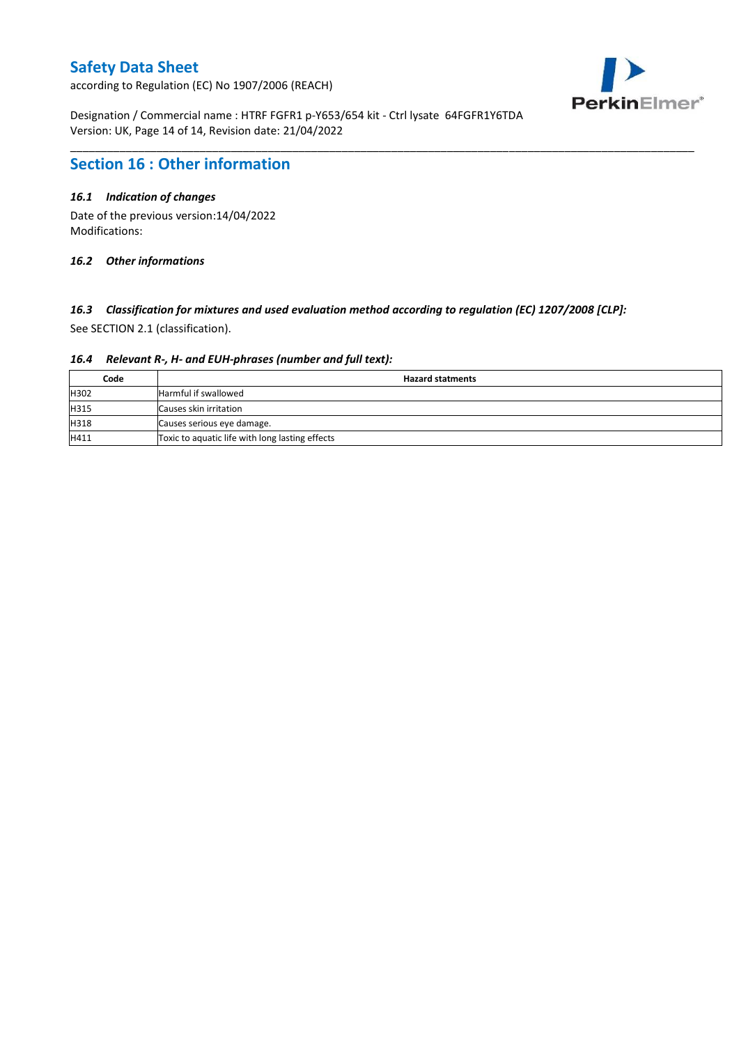## Section 16 : Other information

### *16.1 Indication of changes*

Date of the previous version:14/04/2022
Modifications:

### *16.2 Other informations*

### *16.3 Classification for mixtures and used evaluation method according to regulation (EC) 1207/2008 [CLP]:*

See SECTION 2.1 (classification).

### *16.4 Relevant R-, H- and EUH-phrases (number and full text):*

| Code | Hazard statments |
|---|---|
| H302 | Harmful if swallowed |
| H315 | Causes skin irritation |
| H318 | Causes serious eye damage. |
| H411 | Toxic to aquatic life with long lasting effects |